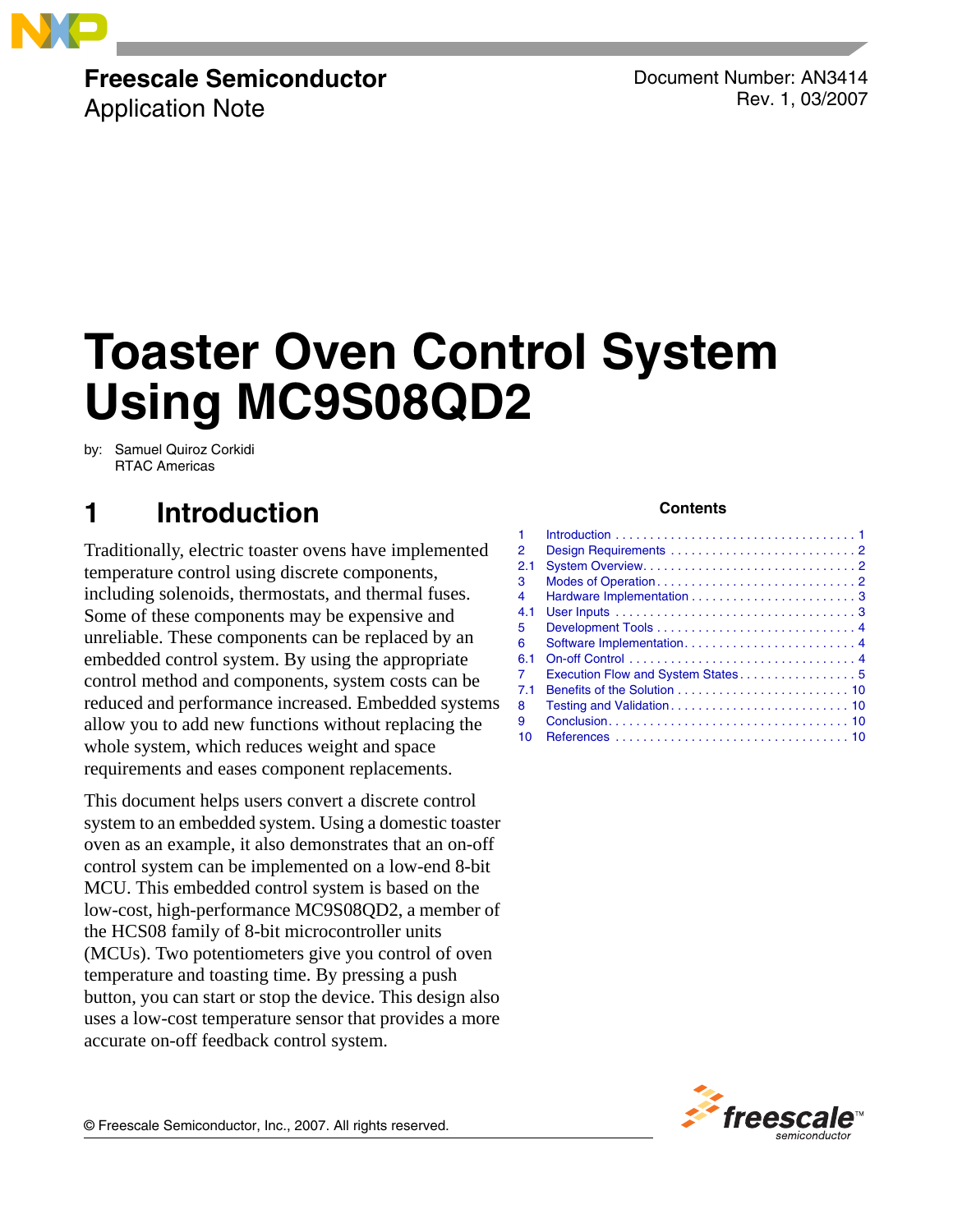Freescale Semiconductor

Application Note

Document Number: AN3414

Rev. 1, 03/2007

# Toaster Oven Control System Using MC9S08QD2

by: Samuel Quiroz Corkidi
RTAC Americas

## 1 Introduction

Traditionally, electric toaster ovens have implemented temperature control using discrete components, including solenoids, thermostats, and thermal fuses. Some of these components may be expensive and unreliable. These components can be replaced by an embedded control system. By using the appropriate control method and components, system costs can be reduced and performance increased. Embedded systems allow you to add new functions without replacing the whole system, which reduces weight and space requirements and eases component replacements.

This document helps users convert a discrete control system to an embedded system. Using a domestic toaster oven as an example, it also demonstrates that an on-off control system can be implemented on a low-end 8-bit MCU. This embedded control system is based on the low-cost, high-performance MC9S08QD2, a member of the HCS08 family of 8-bit microcontroller units (MCUs). Two potentiometers give you control of oven temperature and toasting time. By pressing a push button, you can start or stop the device. This design also uses a low-cost temperature sensor that provides a more accurate on-off feedback control system.

**Contents**

| | | |
|---|---|---|
| 1 | Introduction | 1 |
| 2 | Design Requirements | 2 |
| 2.1 | System Overview | 2 |
| 3 | Modes of Operation | 2 |
| 4 | Hardware Implementation | 3 |
| 4.1 | User Inputs | 3 |
| 5 | Development Tools | 4 |
| 6 | Software Implementation | 4 |
| 6.1 | On-off Control | 4 |
| 7 | Execution Flow and System States | 5 |
| 7.1 | Benefits of the Solution | 10 |
| 8 | Testing and Validation | 10 |
| 9 | Conclusion | 10 |
| 10 | References | 10 |

© Freescale Semiconductor, Inc., 2007. All rights reserved.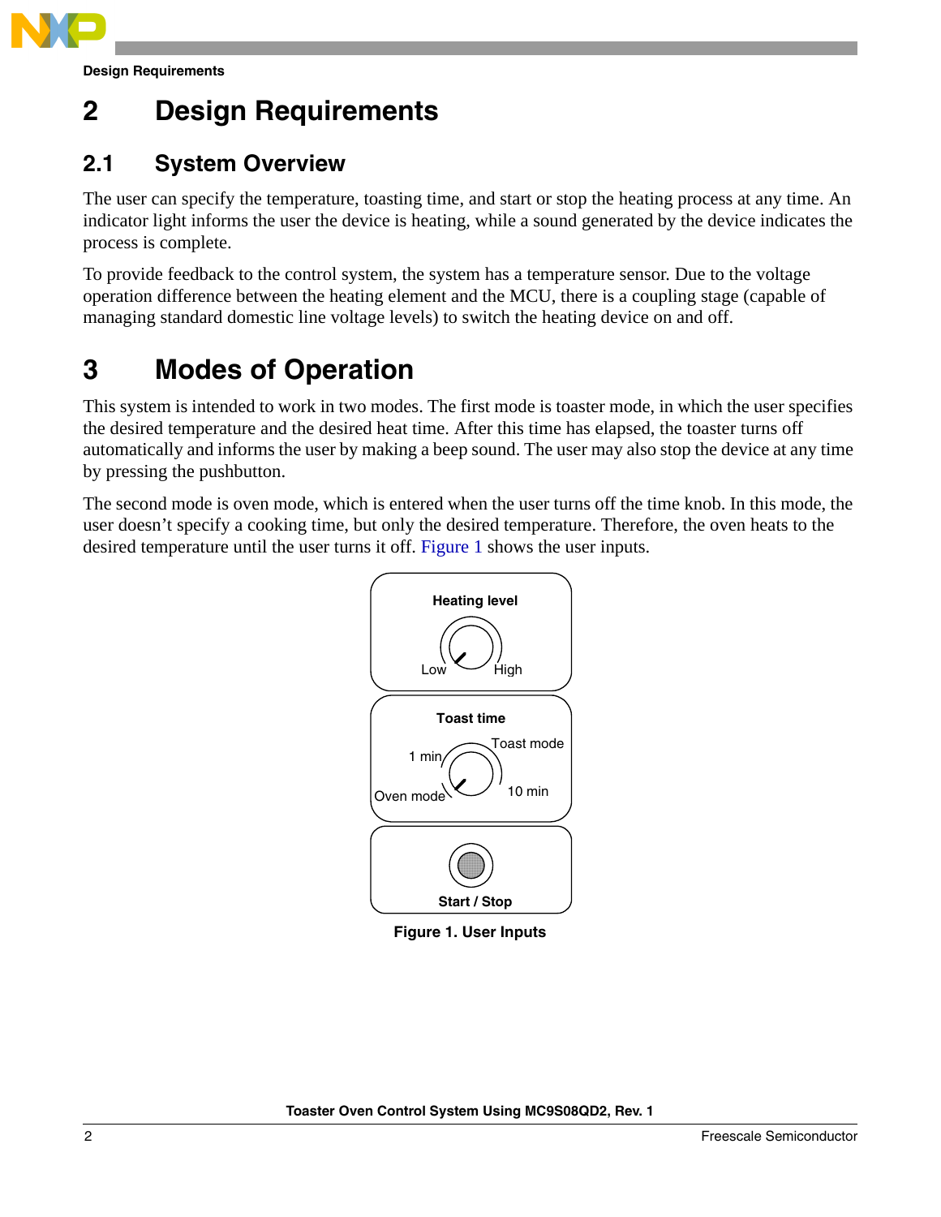## 2 Design Requirements

### 2.1 System Overview

The user can specify the temperature, toasting time, and start or stop the heating process at any time. An indicator light informs the user the device is heating, while a sound generated by the device indicates the process is complete.

To provide feedback to the control system, the system has a temperature sensor. Due to the voltage operation difference between the heating element and the MCU, there is a coupling stage (capable of managing standard domestic line voltage levels) to switch the heating device on and off.

## 3 Modes of Operation

This system is intended to work in two modes. The first mode is toaster mode, in which the user specifies the desired temperature and the desired heat time. After this time has elapsed, the toaster turns off automatically and informs the user by making a beep sound. The user may also stop the device at any time by pressing the pushbutton.

The second mode is oven mode, which is entered when the user turns off the time knob. In this mode, the user doesn't specify a cooking time, but only the desired temperature. Therefore, the oven heats to the desired temperature until the user turns it off. Figure 1 shows the user inputs.

Heating level

Low High

Toast time

1 min Toast mode

Oven mode 10 min

Start / Stop

**Figure 1. User Inputs**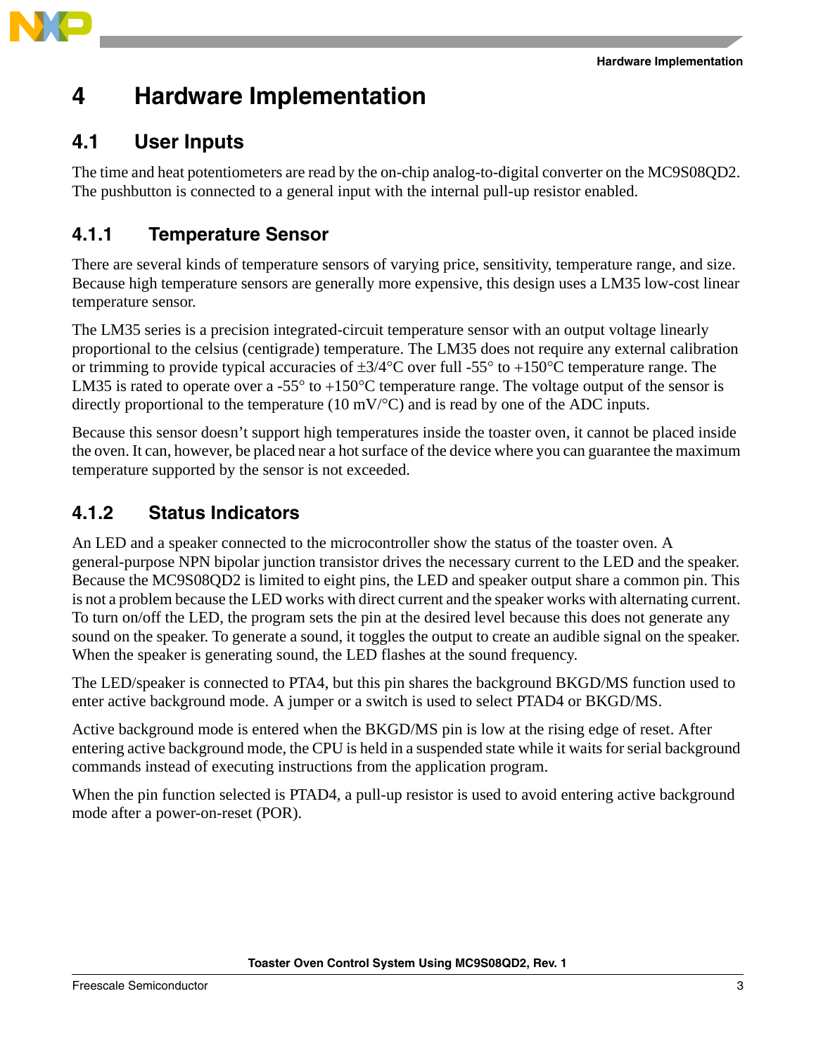# 4 Hardware Implementation

## 4.1 User Inputs

The time and heat potentiometers are read by the on-chip analog-to-digital converter on the MC9S08QD2. The pushbutton is connected to a general input with the internal pull-up resistor enabled.

### 4.1.1 Temperature Sensor

There are several kinds of temperature sensors of varying price, sensitivity, temperature range, and size. Because high temperature sensors are generally more expensive, this design uses a LM35 low-cost linear temperature sensor.

The LM35 series is a precision integrated-circuit temperature sensor with an output voltage linearly proportional to the celsius (centigrade) temperature. The LM35 does not require any external calibration or trimming to provide typical accuracies of ±3/4°C over full -55° to +150°C temperature range. The LM35 is rated to operate over a -55° to +150°C temperature range. The voltage output of the sensor is directly proportional to the temperature (10 mV/°C) and is read by one of the ADC inputs.

Because this sensor doesn't support high temperatures inside the toaster oven, it cannot be placed inside the oven. It can, however, be placed near a hot surface of the device where you can guarantee the maximum temperature supported by the sensor is not exceeded.

### 4.1.2 Status Indicators

An LED and a speaker connected to the microcontroller show the status of the toaster oven. A general-purpose NPN bipolar junction transistor drives the necessary current to the LED and the speaker. Because the MC9S08QD2 is limited to eight pins, the LED and speaker output share a common pin. This is not a problem because the LED works with direct current and the speaker works with alternating current. To turn on/off the LED, the program sets the pin at the desired level because this does not generate any sound on the speaker. To generate a sound, it toggles the output to create an audible signal on the speaker. When the speaker is generating sound, the LED flashes at the sound frequency.

The LED/speaker is connected to PTA4, but this pin shares the background BKGD/MS function used to enter active background mode. A jumper or a switch is used to select PTAD4 or BKGD/MS.

Active background mode is entered when the BKGD/MS pin is low at the rising edge of reset. After entering active background mode, the CPU is held in a suspended state while it waits for serial background commands instead of executing instructions from the application program.

When the pin function selected is PTAD4, a pull-up resistor is used to avoid entering active background mode after a power-on-reset (POR).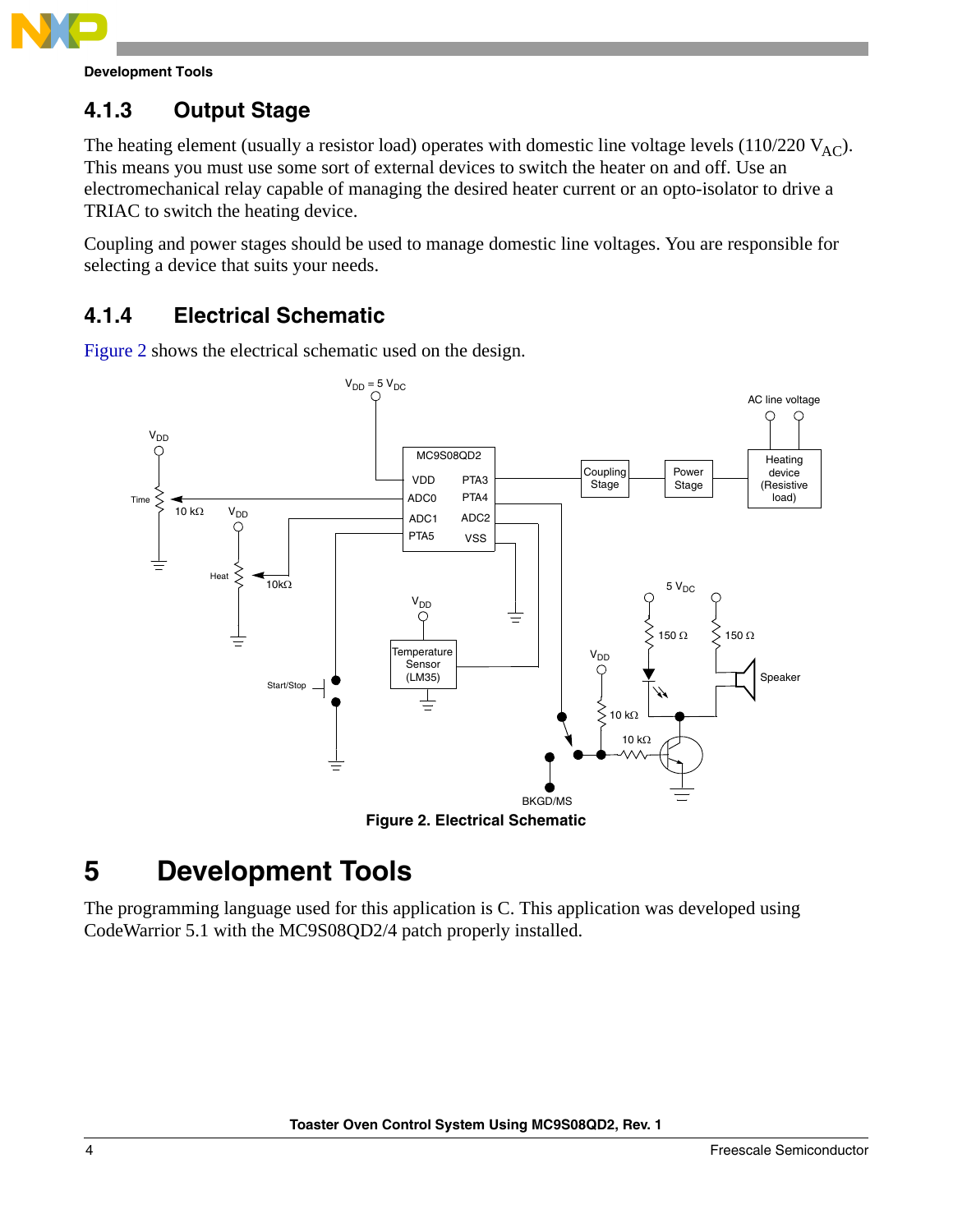### 4.1.3 Output Stage

The heating element (usually a resistor load) operates with domestic line voltage levels (110/220 $V_{AC}$). This means you must use some sort of external devices to switch the heater on and off. Use an electromechanical relay capable of managing the desired heater current or an opto-isolator to drive a TRIAC to switch the heating device.

Coupling and power stages should be used to manage domestic line voltages. You are responsible for selecting a device that suits your needs.

### 4.1.4 Electrical Schematic

Figure 2 shows the electrical schematic used on the design.

**Figure 2. Electrical Schematic**

## 5 Development Tools

The programming language used for this application is C. This application was developed using CodeWarrior 5.1 with the MC9S08QD2/4 patch properly installed.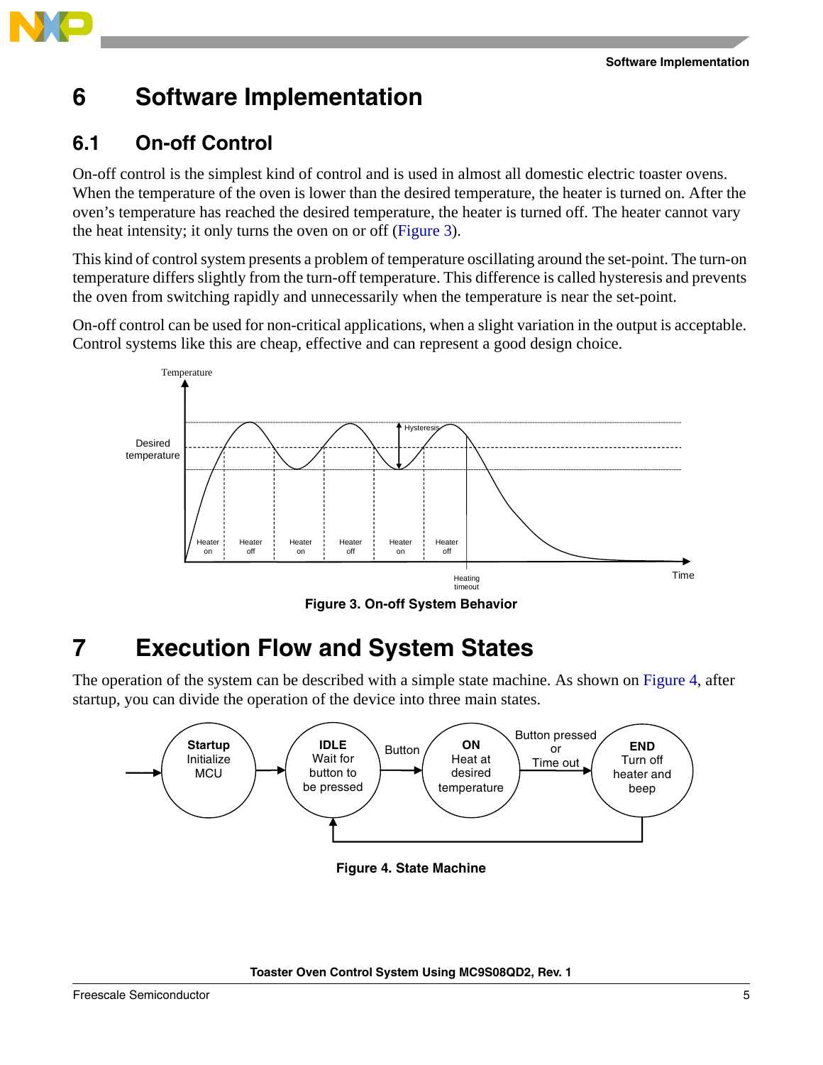# 6 Software Implementation

## 6.1 On-off Control

On-off control is the simplest kind of control and is used in almost all domestic electric toaster ovens. When the temperature of the oven is lower than the desired temperature, the heater is turned on. After the oven's temperature has reached the desired temperature, the heater is turned off. The heater cannot vary the heat intensity; it only turns the oven on or off (Figure 3).

This kind of control system presents a problem of temperature oscillating around the set-point. The turn-on temperature differs slightly from the turn-off temperature. This difference is called hysteresis and prevents the oven from switching rapidly and unnecessarily when the temperature is near the set-point.

On-off control can be used for non-critical applications, when a slight variation in the output is acceptable. Control systems like this are cheap, effective and can represent a good design choice.

**Figure 3. On-off System Behavior**

# 7 Execution Flow and System States

The operation of the system can be described with a simple state machine. As shown on Figure 4, after startup, you can divide the operation of the device into three main states.

**Figure 4. State Machine**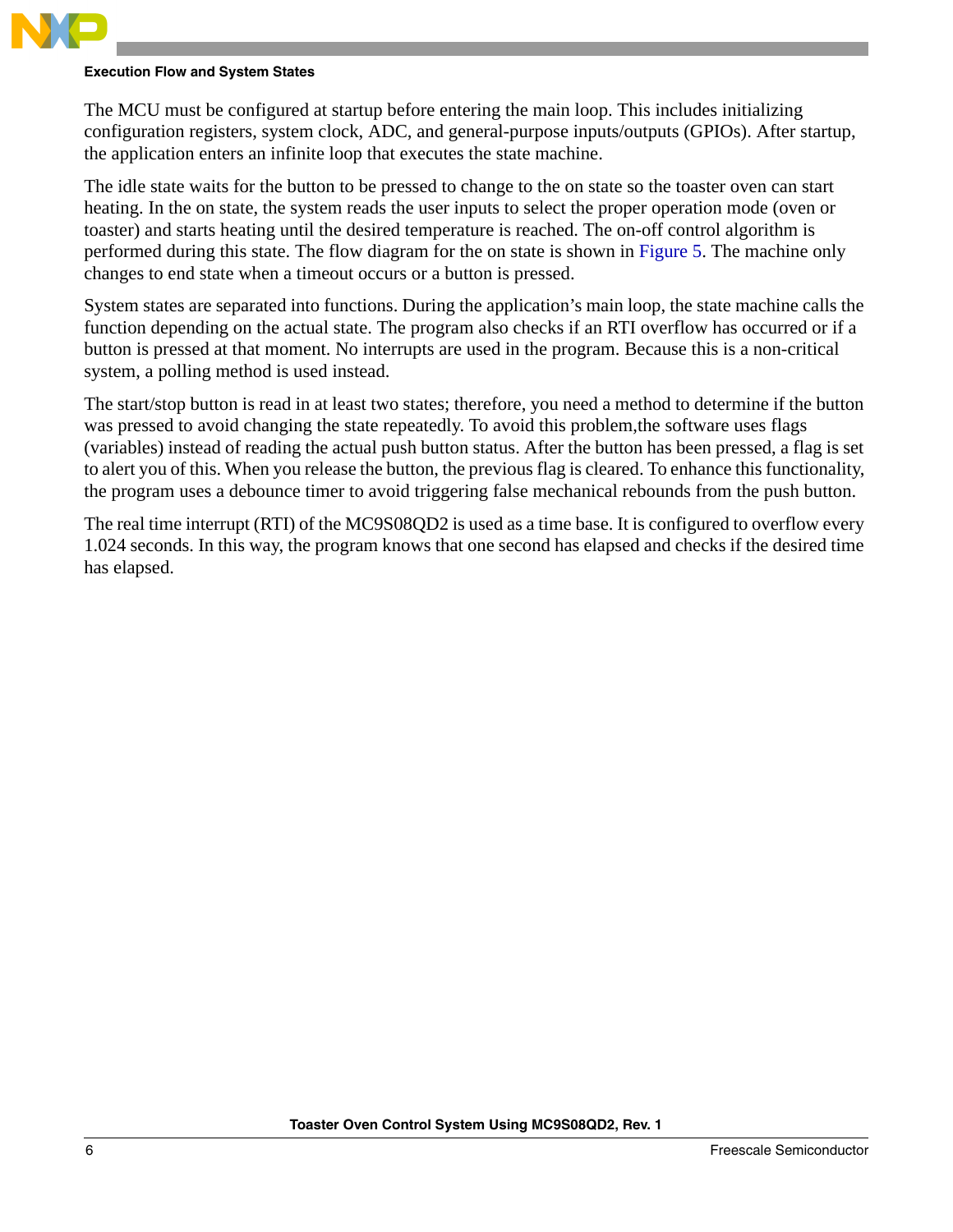The MCU must be configured at startup before entering the main loop. This includes initializing configuration registers, system clock, ADC, and general-purpose inputs/outputs (GPIOs). After startup, the application enters an infinite loop that executes the state machine.

The idle state waits for the button to be pressed to change to the on state so the toaster oven can start heating. In the on state, the system reads the user inputs to select the proper operation mode (oven or toaster) and starts heating until the desired temperature is reached. The on-off control algorithm is performed during this state. The flow diagram for the on state is shown in Figure 5. The machine only changes to end state when a timeout occurs or a button is pressed.

System states are separated into functions. During the application's main loop, the state machine calls the function depending on the actual state. The program also checks if an RTI overflow has occurred or if a button is pressed at that moment. No interrupts are used in the program. Because this is a non-critical system, a polling method is used instead.

The start/stop button is read in at least two states; therefore, you need a method to determine if the button was pressed to avoid changing the state repeatedly. To avoid this problem,the software uses flags (variables) instead of reading the actual push button status. After the button has been pressed, a flag is set to alert you of this. When you release the button, the previous flag is cleared. To enhance this functionality, the program uses a debounce timer to avoid triggering false mechanical rebounds from the push button.

The real time interrupt (RTI) of the MC9S08QD2 is used as a time base. It is configured to overflow every 1.024 seconds. In this way, the program knows that one second has elapsed and checks if the desired time has elapsed.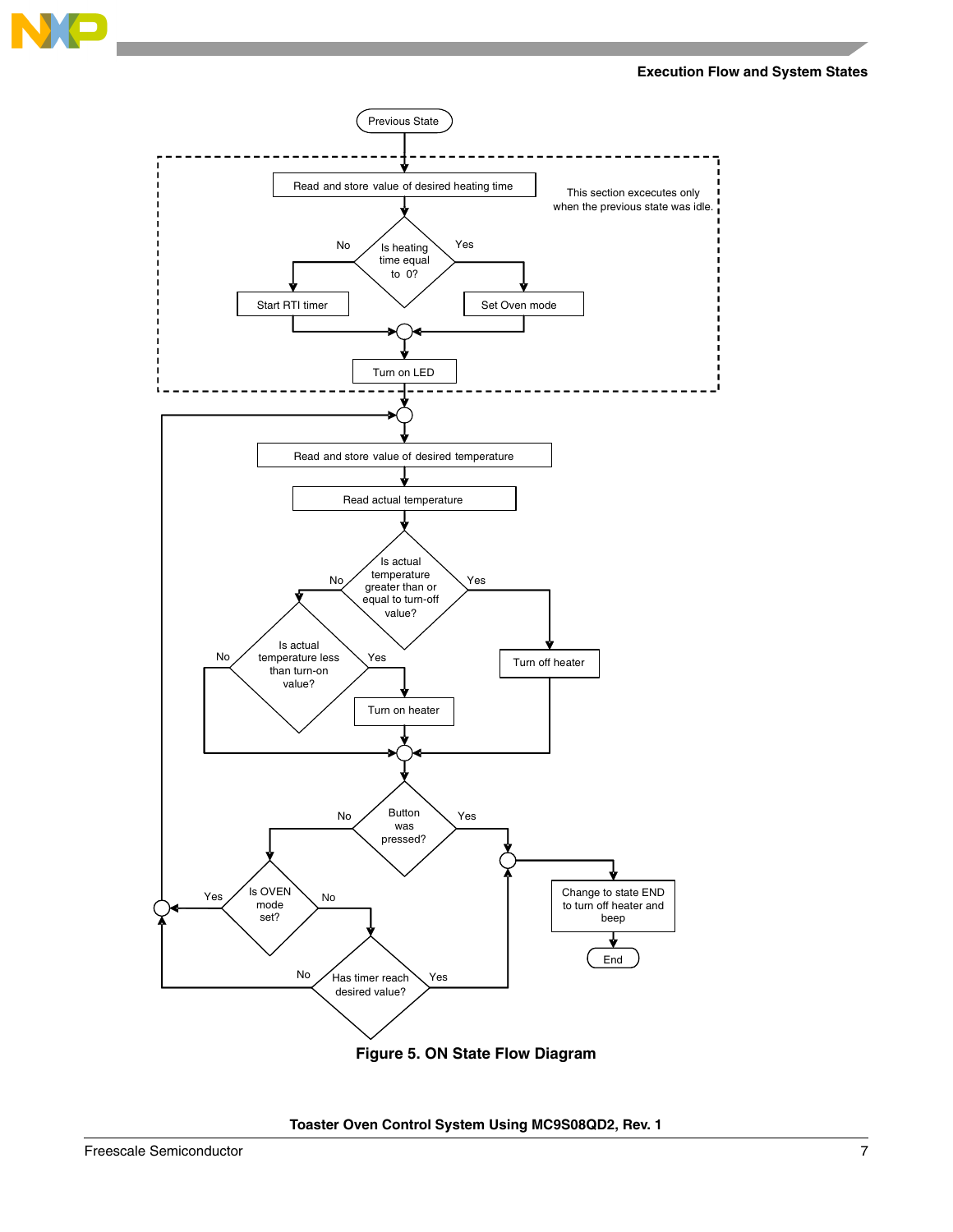Previous State

Read and store value of desired heating time

This section excecutes only when the previous state was idle.

Is heating time equal to 0?

No

Yes

Start RTI timer

Set Oven mode

Turn on LED

Read and store value of desired temperature

Read actual temperature

Is actual temperature greater than or equal to turn-off value?

No

Yes

Is actual temperature less than turn-on value?

No

Yes

Turn off heater

Turn on heater

Button was pressed?

No

Yes

Is OVEN mode set?

Yes

No

Change to state END to turn off heater and beep

End

Has timer reach desired value?

No

Yes

**Figure 5. ON State Flow Diagram**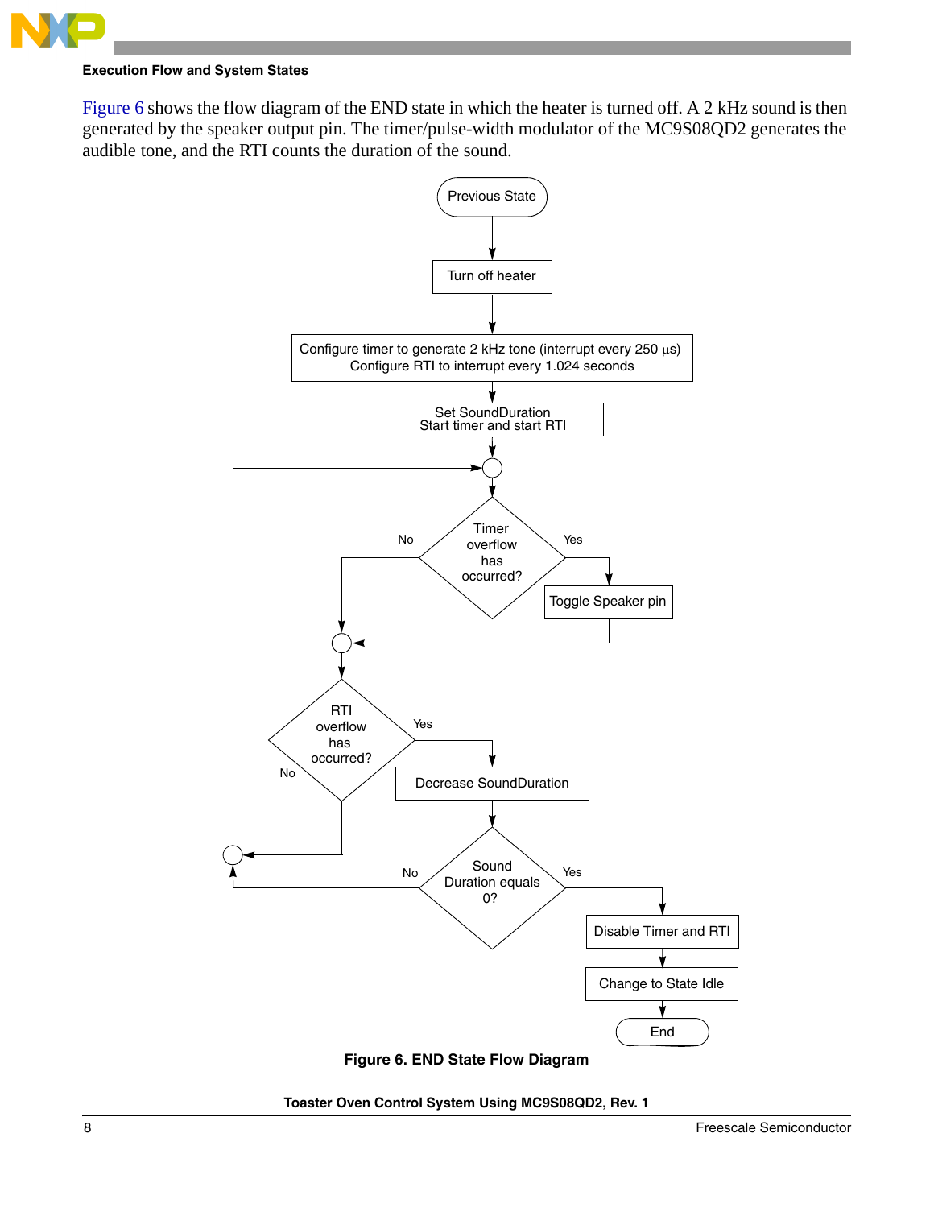Figure 6 shows the flow diagram of the END state in which the heater is turned off. A 2 kHz sound is then generated by the speaker output pin. The timer/pulse-width modulator of the MC9S08QD2 generates the audible tone, and the RTI counts the duration of the sound.

**Figure 6. END State Flow Diagram**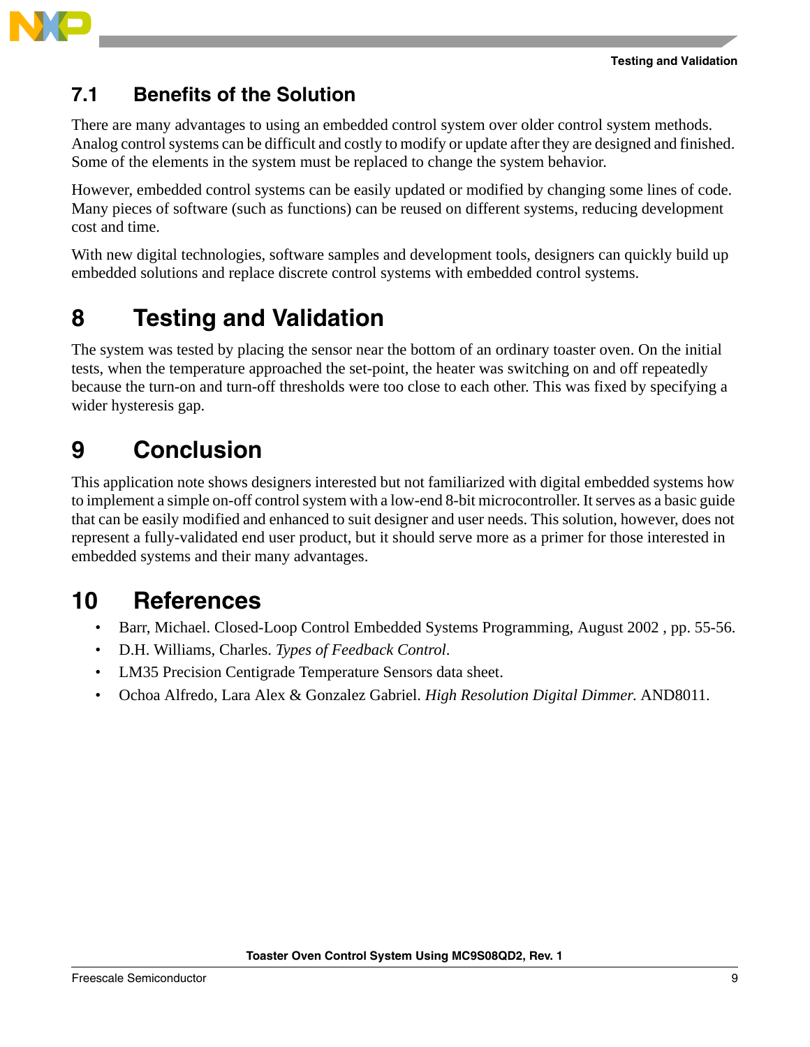### 7.1 Benefits of the Solution

There are many advantages to using an embedded control system over older control system methods. Analog control systems can be difficult and costly to modify or update after they are designed and finished. Some of the elements in the system must be replaced to change the system behavior.

However, embedded control systems can be easily updated or modified by changing some lines of code. Many pieces of software (such as functions) can be reused on different systems, reducing development cost and time.

With new digital technologies, software samples and development tools, designers can quickly build up embedded solutions and replace discrete control systems with embedded control systems.

## 8 Testing and Validation

The system was tested by placing the sensor near the bottom of an ordinary toaster oven. On the initial tests, when the temperature approached the set-point, the heater was switching on and off repeatedly because the turn-on and turn-off thresholds were too close to each other. This was fixed by specifying a wider hysteresis gap.

## 9 Conclusion

This application note shows designers interested but not familiarized with digital embedded systems how to implement a simple on-off control system with a low-end 8-bit microcontroller. It serves as a basic guide that can be easily modified and enhanced to suit designer and user needs. This solution, however, does not represent a fully-validated end user product, but it should serve more as a primer for those interested in embedded systems and their many advantages.

## 10 References

- Barr, Michael. Closed-Loop Control Embedded Systems Programming, August 2002 , pp. 55-56.
- D.H. Williams, Charles. *Types of Feedback Control*.
- LM35 Precision Centigrade Temperature Sensors data sheet.
- Ochoa Alfredo, Lara Alex & Gonzalez Gabriel. *High Resolution Digital Dimmer.* AND8011.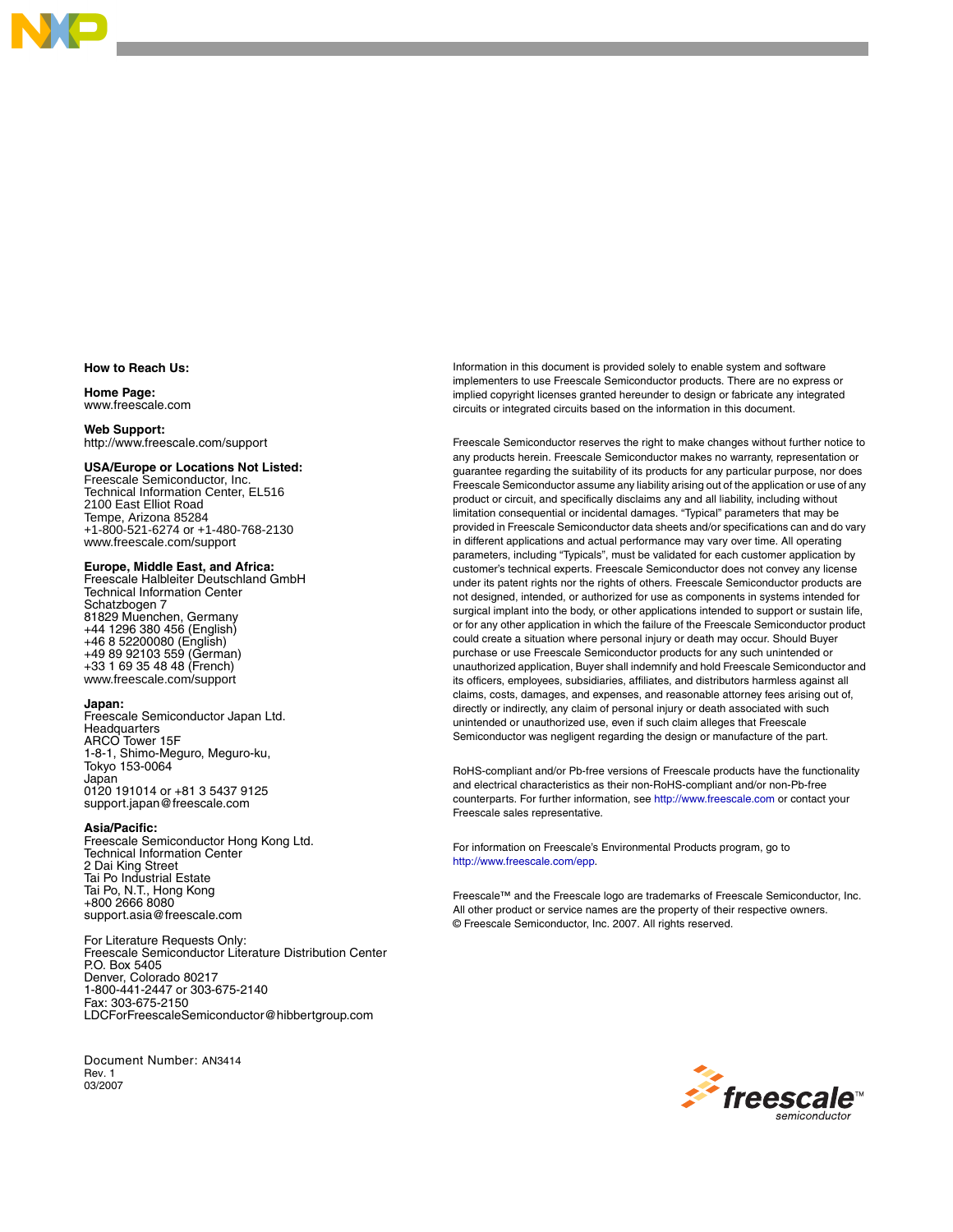**How to Reach Us:**

**Home Page:**
www.freescale.com

**Web Support:**
http://www.freescale.com/support

**USA/Europe or Locations Not Listed:**
Freescale Semiconductor, Inc.
Technical Information Center, EL516
2100 East Elliot Road
Tempe, Arizona 85284
+1-800-521-6274 or +1-480-768-2130
www.freescale.com/support

**Europe, Middle East, and Africa:**
Freescale Halbleiter Deutschland GmbH
Technical Information Center
Schatzbogen 7
81829 Muenchen, Germany
+44 1296 380 456 (English)
+46 8 52200080 (English)
+49 89 92103 559 (German)
+33 1 69 35 48 48 (French)
www.freescale.com/support

**Japan:**
Freescale Semiconductor Japan Ltd.
Headquarters
ARCO Tower 15F
1-8-1, Shimo-Meguro, Meguro-ku,
Tokyo 153-0064
Japan
0120 191014 or +81 3 5437 9125
support.japan@freescale.com

**Asia/Pacific:**
Freescale Semiconductor Hong Kong Ltd.
Technical Information Center
2 Dai King Street
Tai Po Industrial Estate
Tai Po, N.T., Hong Kong
+800 2666 8080
support.asia@freescale.com

For Literature Requests Only:
Freescale Semiconductor Literature Distribution Center
P.O. Box 5405
Denver, Colorado 80217
1-800-441-2447 or 303-675-2140
Fax: 303-675-2150
LDCForFreescaleSemiconductor@hibbertgroup.com

Information in this document is provided solely to enable system and software implementers to use Freescale Semiconductor products. There are no express or implied copyright licenses granted hereunder to design or fabricate any integrated circuits or integrated circuits based on the information in this document.

Freescale Semiconductor reserves the right to make changes without further notice to any products herein. Freescale Semiconductor makes no warranty, representation or guarantee regarding the suitability of its products for any particular purpose, nor does Freescale Semiconductor assume any liability arising out of the application or use of any product or circuit, and specifically disclaims any and all liability, including without limitation consequential or incidental damages. "Typical" parameters that may be provided in Freescale Semiconductor data sheets and/or specifications can and do vary in different applications and actual performance may vary over time. All operating parameters, including "Typicals", must be validated for each customer application by customer's technical experts. Freescale Semiconductor does not convey any license under its patent rights nor the rights of others. Freescale Semiconductor products are not designed, intended, or authorized for use as components in systems intended for surgical implant into the body, or other applications intended to support or sustain life, or for any other application in which the failure of the Freescale Semiconductor product could create a situation where personal injury or death may occur. Should Buyer purchase or use Freescale Semiconductor products for any such unintended or unauthorized application, Buyer shall indemnify and hold Freescale Semiconductor and its officers, employees, subsidiaries, affiliates, and distributors harmless against all claims, costs, damages, and expenses, and reasonable attorney fees arising out of, directly or indirectly, any claim of personal injury or death associated with such unintended or unauthorized use, even if such claim alleges that Freescale Semiconductor was negligent regarding the design or manufacture of the part.

RoHS-compliant and/or Pb-free versions of Freescale products have the functionality and electrical characteristics as their non-RoHS-compliant and/or non-Pb-free counterparts. For further information, see http://www.freescale.com or contact your Freescale sales representative.

For information on Freescale's Environmental Products program, go to http://www.freescale.com/epp.

Freescale™ and the Freescale logo are trademarks of Freescale Semiconductor, Inc. All other product or service names are the property of their respective owners.
© Freescale Semiconductor, Inc. 2007. All rights reserved.

Document Number: AN3414
Rev. 1
03/2007